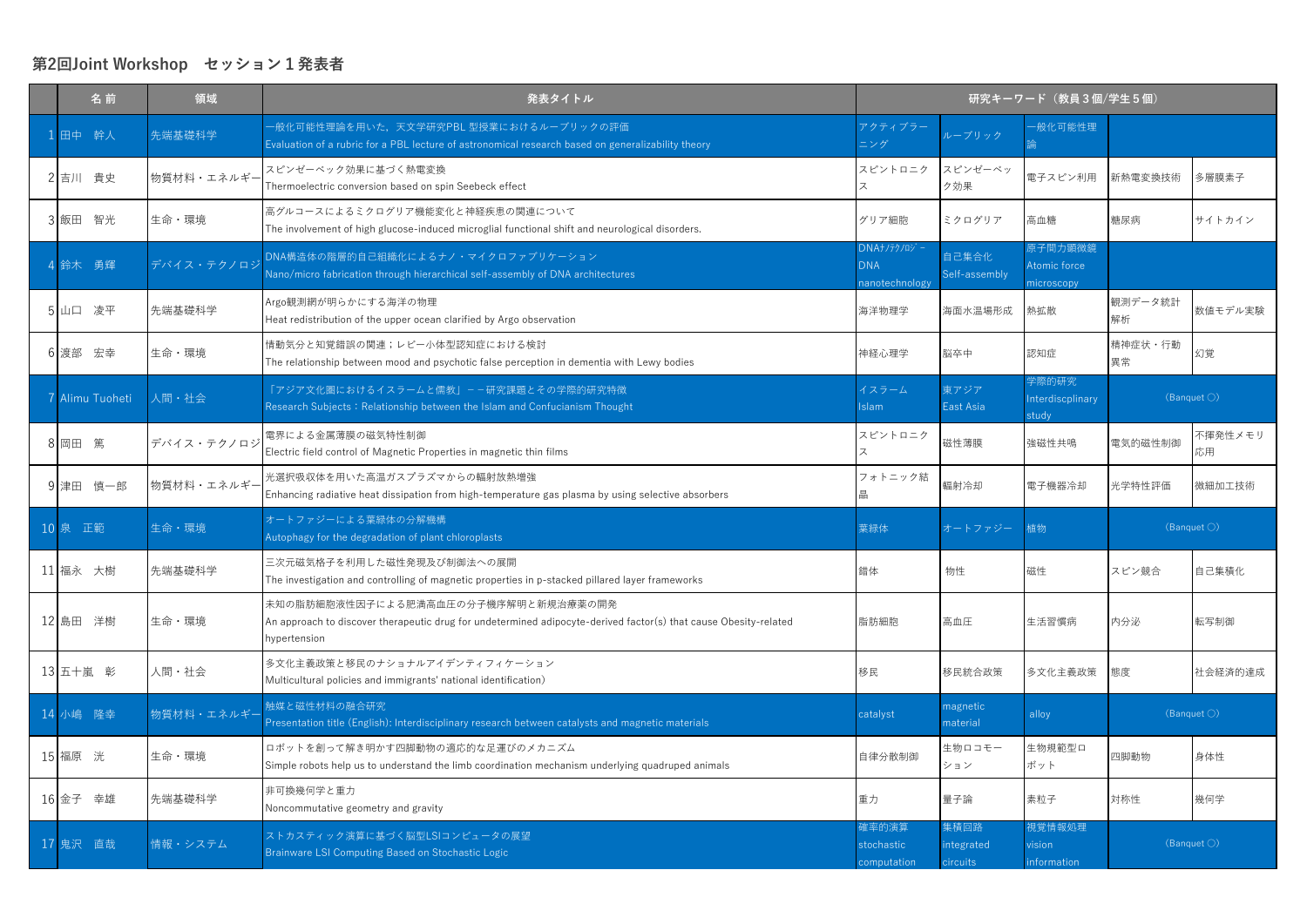## 第2回Joint Workshop　セッション１発表者

| | 名 前 | 領域 | 発表タイトル | 研究キーワード（教員３個/学生５個） | | | | |
|---|---|---|---|---|---|---|---|---|
| 1 | 田中　幹人 | 先端基礎科学 | 一般化可能性理論を用いた，天文学研究PBL 型授業におけるルーブリックの評価<br>Evaluation of a rubric for a PBL lecture of astronomical research based on generalizability theory | アクティブラーニング | ルーブリック | 一般化可能性理論 | | |
| 2 | 吉川　貴史 | 物質材料・エネルギー | スピンゼーベック効果に基づく熱電変換<br>Thermoelectric conversion based on spin Seebeck effect | スピントロニクス | スピンゼーベック効果 | 電子スピン利用 | 新熱電変換技術 | 多層膜素子 |
| 3 | 飯田　智光 | 生命・環境 | 高グルコースによるミクログリア機能変化と神経疾患の関連について<br>The involvement of high glucose-induced microglial functional shift and neurological disorders. | グリア細胞 | ミクログリア | 高血糖 | 糖尿病 | サイトカイン |
| 4 | 鈴木　勇輝 | デバイス・テクノロジ | DNA構造体の階層的自己組織化によるナノ・マイクロファブリケーション<br>Nano/micro fabrication through hierarchical self-assembly of DNA architectures | DNAﾅﾉﾃｸﾉﾛｼﾞｰ<br>DNA nanotechnology | 自己集合化<br>Self-assembly | 原子間力顕微鏡<br>Atomic force microscopy | | |
| 5 | 山口　凌平 | 先端基礎科学 | Argo観測網が明らかにする海洋の物理<br>Heat redistribution of the upper ocean clarified by Argo observation | 海洋物理学 | 海面水温場形成 | 熱拡散 | 観測データ統計解析 | 数値モデル実験 |
| 6 | 渡部　宏幸 | 生命・環境 | 情動気分と知覚錯誤の関連；レビー小体型認知症における検討<br>The relationship between mood and psychotic false perception in dementia with Lewy bodies | 神経心理学 | 脳卒中 | 認知症 | 精神症状・行動異常 | 幻覚 |
| 7 | Alimu Tuoheti | 人間・社会 | 「アジア文化圏におけるイスラームと儒教」－－研究課題とその学際的研究特徴<br>Research Subjects：Relationship between the Islam and Confucianism Thought | イスラーム<br>Islam | 東アジア<br>East Asia | 学際的研究<br>Interdiscplinary study | (Banquet ○) | |
| 8 | 岡田　篤 | デバイス・テクノロジ | 電界による金属薄膜の磁気特性制御<br>Electric field control of Magnetic Properties in magnetic thin films | スピントロニクス | 磁性薄膜 | 強磁性共鳴 | 電気的磁性制御 | 不揮発性メモリ応用 |
| 9 | 津田　慎一郎 | 物質材料・エネルギー | 光選択吸収体を用いた高温ガスプラズマからの輻射放熱増強<br>Enhancing radiative heat dissipation from high-temperature gas plasma by using selective absorbers | フォトニック結晶 | 輻射冷却 | 電子機器冷却 | 光学特性評価 | 微細加工技術 |
| 10 | 泉　正範 | 生命・環境 | オートファジーによる葉緑体の分解機構<br>Autophagy for the degradation of plant chloroplasts | 葉緑体 | オートファジー | 植物 | (Banquet ○) | |
| 11 | 福永　大樹 | 先端基礎科学 | 三次元磁気格子を利用した磁性発現及び制御法への展開<br>The investigation and controlling of magnetic properties in p-stacked pillared layer frameworks | 錯体 | 物性 | 磁性 | スピン競合 | 自己集積化 |
| 12 | 島田　洋樹 | 生命・環境 | 未知の脂肪細胞液性因子による肥満高血圧の分子機序解明と新規治療薬の開発<br>An approach to discover therapeutic drug for undetermined adipocyte-derived factor(s) that cause Obesity-related hypertension | 脂肪細胞 | 高血圧 | 生活習慣病 | 内分泌 | 転写制御 |
| 13 | 五十嵐　彰 | 人間・社会 | 多文化主義政策と移民のナショナルアイデンティフィケーション<br>Multicultural policies and immigrants' national identification) | 移民 | 移民統合政策 | 多文化主義政策 | 態度 | 社会経済的達成 |
| 14 | 小嶋　隆幸 | 物質材料・エネルギー | 触媒と磁性材料の融合研究<br>Presentation title (English): Interdisciplinary research between catalysts and magnetic materials | catalyst | magnetic material | alloy | (Banquet ○) | |
| 15 | 福原　洸 | 生命・環境 | ロボットを創って解き明かす四脚動物の適応的な足運びのメカニズム<br>Simple robots help us to understand the limb coordination mechanism underlying quadruped animals | 自律分散制御 | 生物ロコモーション | 生物規範型ロボット | 四脚動物 | 身体性 |
| 16 | 金子　幸雄 | 先端基礎科学 | 非可換幾何学と重力<br>Noncommutative geometry and gravity | 重力 | 量子論 | 素粒子 | 対称性 | 幾何学 |
| 17 | 鬼沢　直哉 | 情報・システム | ストカスティック演算に基づく脳型LSIコンピュータの展望<br>Brainware LSI Computing Based on Stochastic Logic | 確率的演算<br>stochastic computation | 集積回路<br>integrated circuits | 視覚情報処理<br>vision information | (Banquet ○) | |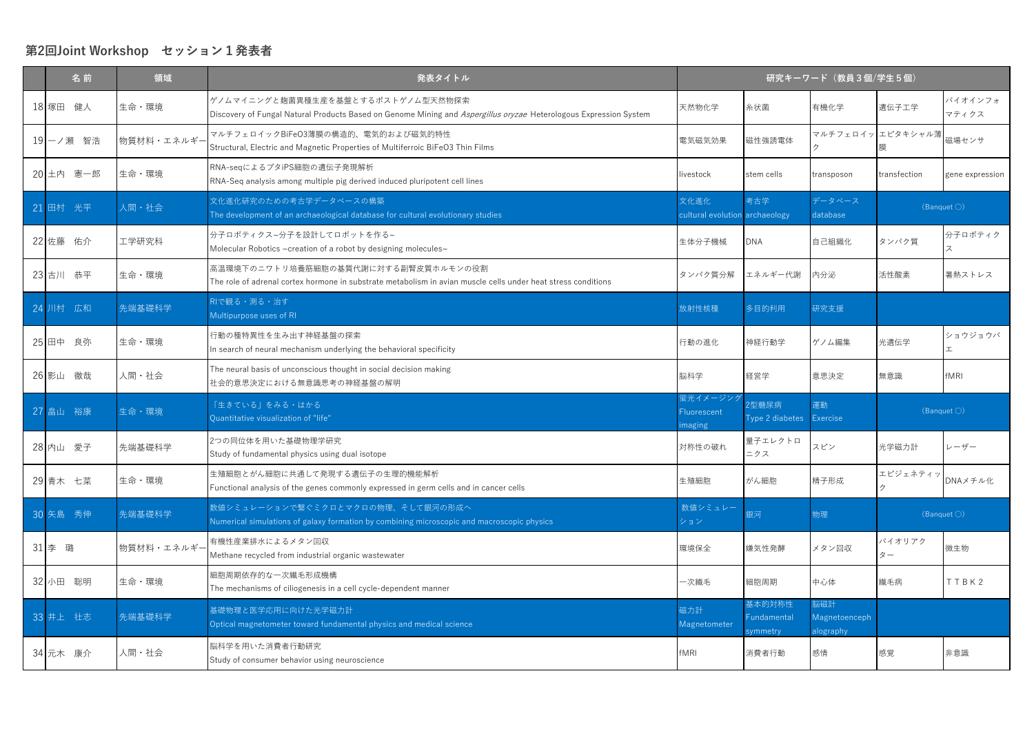## 第2回Joint Workshop　セッション１発表者

| | 名 前 | 領域 | 発表タイトル | 研究キーワード（教員３個/学生５個） | | | | |
|---|---|---|---|---|---|---|---|---|
| 18 | 塚田　健人 | 生命・環境 | ゲノムマイニングと麹菌異種生産を基盤とするポストゲノム型天然物探索<br>Discovery of Fungal Natural Products Based on Genome Mining and *Aspergillus oryzae* Heterologous Expression System | 天然物化学 | 糸状菌 | 有機化学 | 遺伝子工学 | バイオインフォマティクス |
| 19 | 一ノ瀬　智浩 | 物質材料・エネルギー | マルチフェロイックBiFeO3薄膜の構造的、電気的および磁気的特性<br>Structural, Electric and Magnetic Properties of Multiferroic BiFeO3 Thin Films | 電気磁気効果 | 磁性強誘電体 | マルチフェロイック | エピタキシャル薄膜 | 磁場センサ |
| 20 | 土内　憲一郎 | 生命・環境 | RNA-seqによるブタiPS細胞の遺伝子発現解析<br>RNA-Seq analysis among multiple pig derived induced pluripotent cell lines | livestock | stem cells | transposon | transfection | gene expression |
| 21 | 田村　光平 | 人間・社会 | 文化進化研究のための考古学データベースの構築<br>The development of an archaeological database for cultural evolutionary studies | 文化進化<br>cultural evolution | 考古学<br>archaeology | データベース<br>database | (Banquet ○) | |
| 22 | 佐藤　佑介 | 工学研究科 | 分子ロボティクス~分子を設計してロボットを作る~<br>Molecular Robotics ~creation of a robot by designing molecules~ | 生体分子機械 | DNA | 自己組織化 | タンパク質 | 分子ロボティクス |
| 23 | 古川　恭平 | 生命・環境 | 高温環境下のニワトリ培養筋細胞の基質代謝に対する副腎皮質ホルモンの役割<br>The role of adrenal cortex hormone in substrate metabolism in avian muscle cells under heat stress conditions | タンパク質分解 | エネルギー代謝 | 内分泌 | 活性酸素 | 暑熱ストレス |
| 24 | 川村　広和 | 先端基礎科学 | RIで観る・測る・治す<br>Multipurpose uses of RI | 放射性核種 | 多目的利用 | 研究支援 | | |
| 25 | 田中　良弥 | 生命・環境 | 行動の種特異性を生み出す神経基盤の探索<br>In search of neural mechanism underlying the behavioral specificity | 行動の進化 | 神経行動学 | ゲノム編集 | 光遺伝学 | ショウジョウバエ |
| 26 | 影山　徹哉 | 人間・社会 | The neural basis of unconscious thought in social decision making<br>社会的意思決定における無意識思考の神経基盤の解明 | 脳科学 | 経営学 | 意思決定 | 無意識 | fMRI |
| 27 | 畠山　裕康 | 生命・環境 | 「生きている」をみる・はかる<br>Quantitative visualization of "life" | 蛍光イメージング<br>Fluorescent imaging | 2型糖尿病<br>Type 2 diabetes | 運動<br>Exercise | (Banquet ○) | |
| 28 | 内山　愛子 | 先端基礎科学 | 2つの同位体を用いた基礎物理学研究<br>Study of fundamental physics using dual isotope | 対称性の破れ | 量子エレクトロニクス | スピン | 光学磁力計 | レーザー |
| 29 | 青木　七菜 | 生命・環境 | 生殖細胞とがん細胞に共通して発現する遺伝子の生理的機能解析<br>Functional analysis of the genes commonly expressed in germ cells and in cancer cells | 生殖細胞 | がん細胞 | 精子形成 | エピジェネティック | DNAメチル化 |
| 30 | 矢島　秀伸 | 先端基礎科学 | 数値シミュレーションで繋ぐミクロとマクロの物理、そして銀河の形成へ<br>Numerical simulations of galaxy formation by combining microscopic and macroscopic physics | 数値シミュレーション | 銀河 | 物理 | (Banquet ○) | |
| 31 | 李　璐 | 物質材料・エネルギー | 有機性産業排水によるメタン回収<br>Methane recycled from industrial organic wastewater | 環境保全 | 嫌気性発酵 | メタン回収 | バイオリアクター | 微生物 |
| 32 | 小田　聡明 | 生命・環境 | 細胞周期依存的な一次繊毛形成機構<br>The mechanisms of ciliogenesis in a cell cycle-dependent manner | 一次繊毛 | 細胞周期 | 中心体 | 繊毛病 | ＴＴＢＫ２ |
| 33 | 井上　壮志 | 先端基礎科学 | 基礎物理と医学応用に向けた光学磁力計<br>Optical magnetometer toward fundamental physics and medical science | 磁力計<br>Magnetometer | 基本的対称性<br>Fundamental symmetry | 脳磁計<br>Magnetoencephalography | | |
| 34 | 元木　康介 | 人間・社会 | 脳科学を用いた消費者行動研究<br>Study of consumer behavior using neuroscience | fMRI | 消費者行動 | 感情 | 感覚 | 非意識 |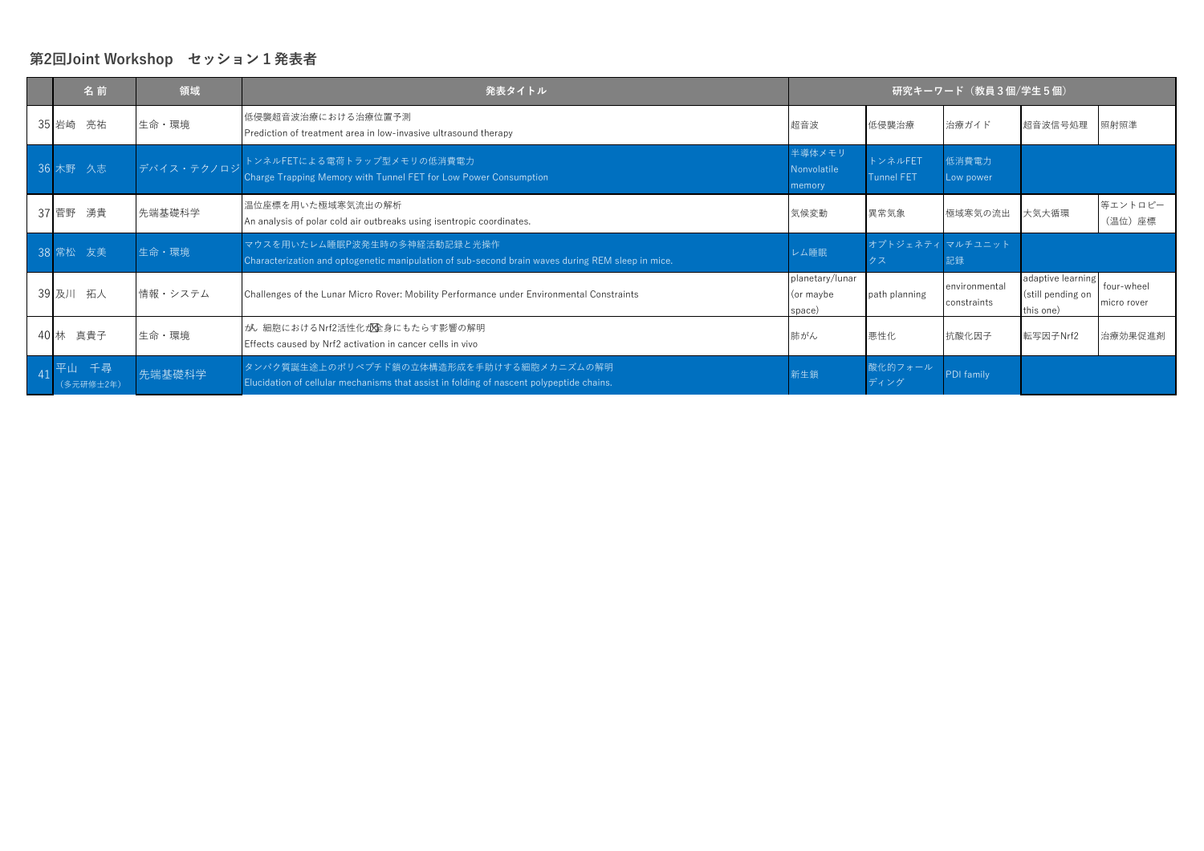## 第2回Joint Workshop　セッション１発表者

| | 名 前 | 領域 | 発表タイトル | 研究キーワード（教員３個/学生５個） | | | | |
|---|---|---|---|---|---|---|---|---|
| 35 | 岩崎　亮祐 | 生命・環境 | 低侵襲超音波治療における治療位置予測<br>Prediction of treatment area in low-invasive ultrasound therapy | 超音波 | 低侵襲治療 | 治療ガイド | 超音波信号処理 | 照射照準 |
| 36 | 木野　久志 | デバイス・テクノロジ | トンネルFETによる電荷トラップ型メモリの低消費電力<br>Charge Trapping Memory with Tunnel FET for Low Power Consumption | 半導体メモリ<br>Nonvolatile memory | トンネルFET<br>Tunnel FET | 低消費電力<br>Low power | | |
| 37 | 菅野　湧貴 | 先端基礎科学 | 温位座標を用いた極域寒気流出の解析<br>An analysis of polar cold air outbreaks using isentropic coordinates. | 気候変動 | 異常気象 | 極域寒気の流出 | 大気大循環 | 等エントロピー（温位）座標 |
| 38 | 常松　友美 | 生命・環境 | マウスを用いたレム睡眠P波発生時の多神経活動記録と光操作<br>Characterization and optogenetic manipulation of sub-second brain waves during REM sleep in mice. | レム睡眠 | オプトジェネティクス | マルチユニット記録 | | |
| 39 | 及川　拓人 | 情報・システム | Challenges of the Lunar Micro Rover: Mobility Performance under Environmental Constraints | planetary/lunar (or maybe space) | path planning | environmental constraints | adaptive learning (still pending on this one) | four-wheel micro rover |
| 40 | 林　真貴子 | 生命・環境 | がん 細胞におけるNrf2活性化が全身にもたらす影響の解明<br>Effects caused by Nrf2 activation in cancer cells in vivo | 肺がん | 悪性化 | 抗酸化因子 | 転写因子Nrf2 | 治療効果促進剤 |
| 41 | 平山　千尋<br>（多元研修士2年） | 先端基礎科学 | タンパク質誕生途上のポリペプチド鎖の立体構造形成を手助けする細胞メカニズムの解明<br>Elucidation of cellular mechanisms that assist in folding of nascent polypeptide chains. | 新生鎖 | 酸化的フォールディング | PDI family | | |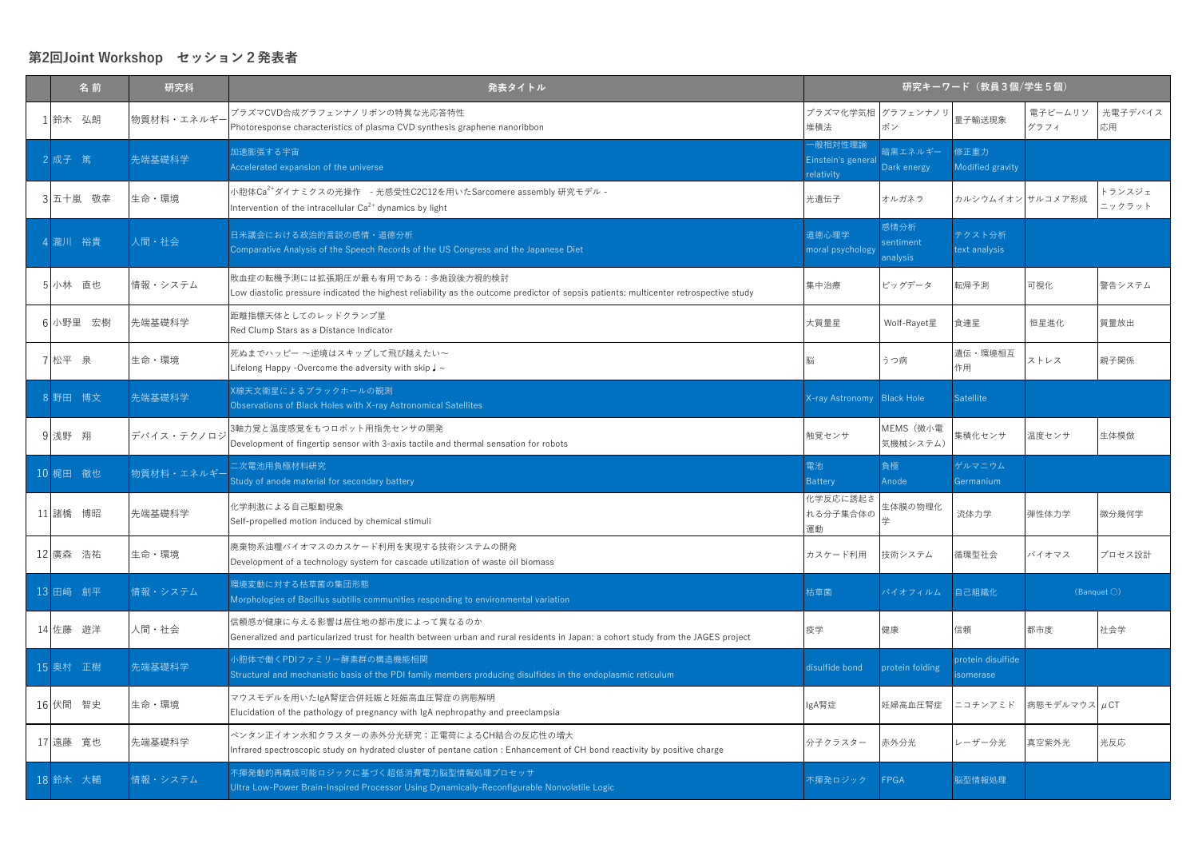## 第2回Joint Workshop　セッション２発表者

| | 名 前 | 研究科 | 発表タイトル | 研究キーワード（教員３個/学生５個） | | | | |
|---|---|---|---|---|---|---|---|---|
| 1 | 鈴木　弘朗 | 物質材料・エネルギー | プラズマCVD合成グラフェンナノリボンの特異な光応答特性<br>Photoresponse characteristics of plasma CVD synthesis graphene nanoribbon | プラズマ化学気相堆積法 | グラフェンナノリボン | 量子輸送現象 | 電子ビームリソグラフィ | 光電子デバイス応用 |
| 2 | 成子　篤 | 先端基礎科学 | 加速膨張する宇宙<br>Accelerated expansion of the universe | 一般相対性理論<br>Einstein's general relativity | 暗黒エネルギー<br>Dark energy | 修正重力<br>Modified gravity | | |
| 3 | 五十嵐　敬幸 | 生命・環境 | 小胞体$Ca^{2+}$ダイナミクスの光操作　- 光感受性C2C12を用いたSarcomere assembly 研究モデル -<br>Intervention of the intracellular $Ca^{2+}$ dynamics by light | 光遺伝子 | オルガネラ | カルシウムイオン | サルコメア形成 | トランスジェニックラット |
| 4 | 瀧川　裕貴 | 人間・社会 | 日米議会における政治的言説の感情・道徳分析<br>Comparative Analysis of the Speech Records of the US Congress and the Japanese Diet | 道徳心理学<br>moral psychology | 感情分析<br>sentiment analysis | テクスト分析<br>text analysis | | |
| 5 | 小林　直也 | 情報・システム | 敗血症の転機予測には拡張期圧が最も有用である：多施設後方視的検討<br>Low diastolic pressure indicated the highest reliability as the outcome predictor of sepsis patients: multicenter retrospective study | 集中治療 | ビッグデータ | 転帰予測 | 可視化 | 警告システム |
| 6 | 小野里　宏樹 | 先端基礎科学 | 距離指標天体としてのレッドクランプ星<br>Red Clump Stars as a Distance Indicator | 大質量星 | Wolf-Rayet星 | 食連星 | 恒星進化 | 質量放出 |
| 7 | 松平　泉 | 生命・環境 | 死ぬまでハッピー ～逆境はスキップして飛び越えたい～<br>Lifelong Happy -Overcome the adversity with skip♩～ | 脳 | うつ病 | 遺伝・環境相互作用 | ストレス | 親子関係 |
| 8 | 野田　博文 | 先端基礎科学 | X線天文衛星によるブラックホールの観測<br>Observations of Black Holes with X-ray Astronomical Satellites | X-ray Astronomy | Black Hole | Satellite | | |
| 9 | 浅野　翔 | デバイス・テクノロジー | 3軸力覚と温度感覚をもつロボット用指先センサの開発<br>Development of fingertip sensor with 3-axis tactile and thermal sensation for robots | 触覚センサ | MEMS（微小電気機械システム） | 集積化センサ | 温度センサ | 生体模倣 |
| 10 | 梶田　徹也 | 物質材料・エネルギー | 二次電池用負極材料研究<br>Study of anode material for secondary battery | 電池<br>Battery | 負極<br>Anode | ゲルマニウム<br>Germanium | | |
| 11 | 諸橋　博昭 | 先端基礎科学 | 化学刺激による自己駆動現象<br>Self-propelled motion induced by chemical stimuli | 化学反応に誘起される分子集合体の運動 | 生体膜の物理化学 | 流体力学 | 弾性体力学 | 微分幾何学 |
| 12 | 廣森　浩祐 | 生命・環境 | 廃棄物系油糧バイオマスのカスケード利用を実現する技術システムの開発<br>Development of a technology system for cascade utilization of waste oil biomass | カスケード利用 | 技術システム | 循環型社会 | バイオマス | プロセス設計 |
| 13 | 田崎　創平 | 情報・システム | 環境変動に対する枯草菌の集団形態<br>Morphologies of Bacillus subtilis communities responding to environmental variation | 枯草菌 | バイオフィルム | 自己組織化 | （Banquet ○） | |
| 14 | 佐藤　遊洋 | 人間・社会 | 信頼感が健康に与える影響は居住地の都市度によって異なるのか<br>Generalized and particularized trust for health between urban and rural residents in Japan: a cohort study from the JAGES project | 疫学 | 健康 | 信頼 | 都市度 | 社会学 |
| 15 | 奥村　正樹 | 先端基礎科学 | 小胞体で働くPDIファミリー酵素群の構造機能相関<br>Structural and mechanistic basis of the PDI family members producing disulfides in the endoplasmic reticulum | disulfide bond | protein folding | protein disulfide isomerase | | |
| 16 | 伏間　智史 | 生命・環境 | マウスモデルを用いたIgA腎症合併妊娠と妊娠高血圧腎症の病態解明<br>Elucidation of the pathology of pregnancy with IgA nephropathy and preeclampsia | IgA腎症 | 妊婦高血圧腎症 | ニコチンアミド | 病態モデルマウス | μCT |
| 17 | 遠藤　寛也 | 先端基礎科学 | ペンタン正イオン水和クラスターの赤外分光研究：正電荷によるCH結合の反応性の増大<br>Infrared spectroscopic study on hydrated cluster of pentane cation : Enhancement of CH bond reactivity by positive charge | 分子クラスター | 赤外分光 | レーザー分光 | 真空紫外光 | 光反応 |
| 18 | 鈴木　大輔 | 情報・システム | 不揮発動的再構成可能ロジックに基づく超低消費電力脳型情報処理プロセッサ<br>Ultra Low-Power Brain-Inspired Processor Using Dynamically-Reconfigurable Nonvolatile Logic | 不揮発ロジック | FPGA | 脳型情報処理 | | |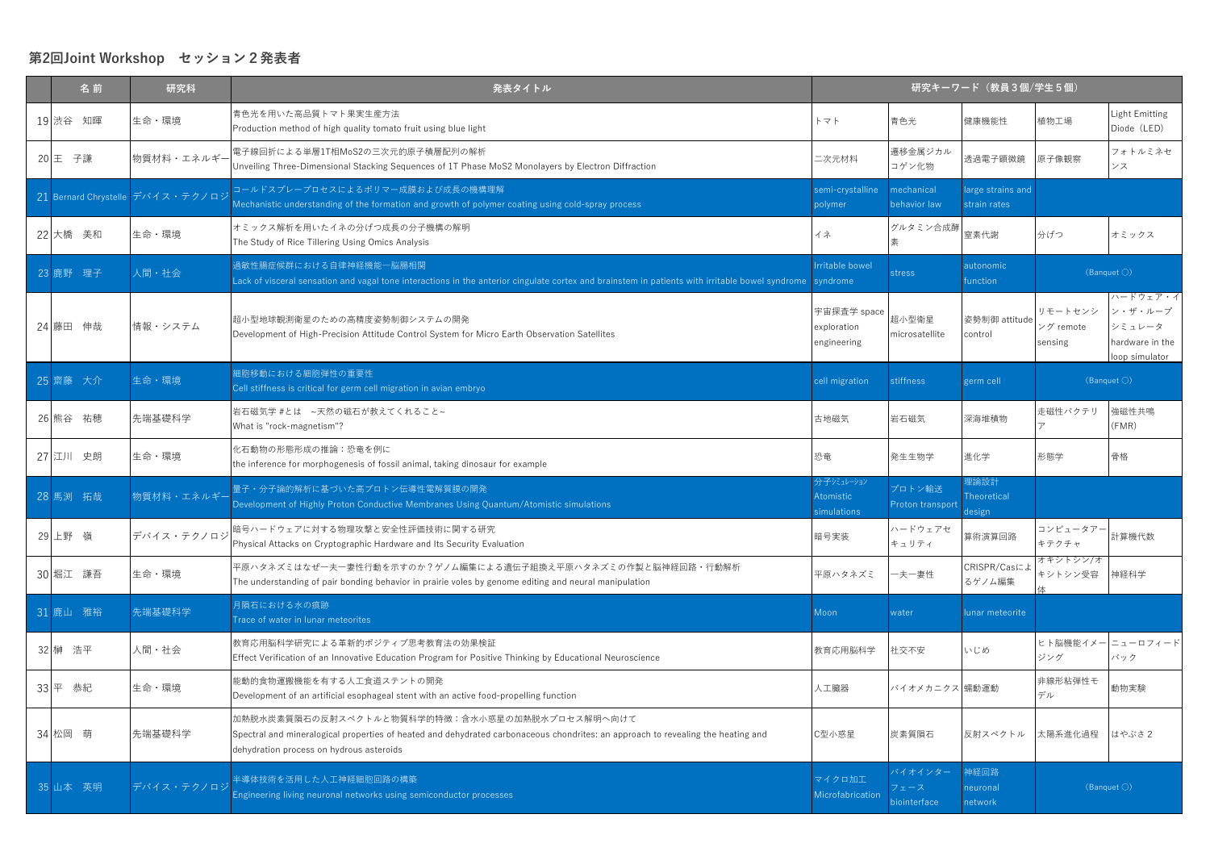## 第2回Joint Workshop　セッション２発表者

| | 名 前 | 研究科 | 発表タイトル | 研究キーワード（教員３個/学生５個） | | | | |
|---|---|---|---|---|---|---|---|---|
| 19 | 渋谷　知暉 | 生命・環境 | 青色光を用いた高品質トマト果実生産方法<br>Production method of high quality tomato fruit using blue light | トマト | 青色光 | 健康機能性 | 植物工場 | Light Emitting Diode（LED） |
| 20 | 王　子謙 | 物質材料・エネルギー | 電子線回折による単層1T相MoS2の三次元的原子積層配列の解析<br>Unveiling Three-Dimensional Stacking Sequences of 1T Phase MoS2 Monolayers by Electron Diffraction | 二次元材料 | 遷移金属ジカルコゲン化物 | 透過電子顕微鏡 | 原子像観察 | フォトルミネセンス |
| 21 | Bernard Chrystelle | デバイス・テクノロジ | コールドスプレープロセスによるポリマー成膜および成長の機構理解<br>Mechanistic understanding of the formation and growth of polymer coating using cold-spray process | semi-crystalline polymer | mechanical behavior law | large strains and strain rates | | |
| 22 | 大橋　美和 | 生命・環境 | オミックス解析を用いたイネの分げつ成長の分子機構の解明<br>The Study of Rice Tillering Using Omics Analysis | イネ | グルタミン合成酵素 | 窒素代謝 | 分げつ | オミックス |
| 23 | 鹿野　理子 | 人間・社会 | 過敏性腸症候群における自律神経機能―脳腸相関<br>Lack of visceral sensation and vagal tone interactions in the anterior cingulate cortex and brainstem in patients with irritable bowel syndrome | Irritable bowel syndrome | stress | autonomic function | （Banquet ○） | |
| 24 | 藤田　伸哉 | 情報・システム | 超小型地球観測衛星のための高精度姿勢制御システムの開発<br>Development of High-Precision Attitude Control System for Micro Earth Observation Satellites | 宇宙探査学 space exploration engineering | 超小型衛星 microsatellite | 姿勢制御 attitude control | リモートセンシング remote sensing | ハードウェア・イン・ザ・ループシミュレータ hardware in the loop simulator |
| 25 | 齋藤　大介 | 生命・環境 | 細胞移動における細胞弾性の重要性<br>Cell stiffness is critical for germ cell migration in avian embryo | cell migration | stiffness | germ cell | （Banquet ○） | |
| 26 | 熊谷　祐穂 | 先端基礎科学 | 岩石磁気学 #とは　~天然の磁石が教えてくれること~<br>What is "rock-magnetism"? | 古地磁気 | 岩石磁気 | 深海堆積物 | 走磁性バクテリア | 強磁性共鳴(FMR) |
| 27 | 江川　史朗 | 生命・環境 | 化石動物の形態形成の推論：恐竜を例に<br>the inference for morphogenesis of fossil animal, taking dinosaur for example | 恐竜 | 発生生物学 | 進化学 | 形態学 | 骨格 |
| 28 | 馬渕　拓哉 | 物質材料・エネルギー | 量子・分子論的解析に基づいた高プロトン伝導性電解質膜の開発<br>Development of Highly Proton Conductive Membranes Using Quantum/Atomistic simulations | 分子シミュレーション Atomistic simulations | プロトン輸送 Proton transport | 理論設計 Theoretical design | | |
| 29 | 上野　嶺 | デバイス・テクノロジ | 暗号ハードウェアに対する物理攻撃と安全性評価技術に関する研究<br>Physical Attacks on Cryptographic Hardware and Its Security Evaluation | 暗号実装 | ハードウェアセキュリティ | 算術演算回路 | コンピュータアーキテクチャ | 計算機代数 |
| 30 | 堀江　謙吾 | 生命・環境 | 平原ハタネズミはなぜ一夫一妻性行動を示すのか？ゲノム編集による遺伝子組換え平原ハタネズミの作製と脳神経回路・行動解析<br>The understanding of pair bonding behavior in prairie voles by genome editing and neural manipulation | 平原ハタネズミ | 一夫一妻性 | CRISPR/Casによるゲノム編集 | オキシトシン/オキシトシン受容体 | 神経科学 |
| 31 | 鹿山　雅裕 | 先端基礎科学 | 月隕石における水の痕跡<br>Trace of water in lunar meteorites | Moon | water | lunar meteorite | | |
| 32 | 榊　浩平 | 人間・社会 | 教育応用脳科学研究による革新的ポジティブ思考教育法の効果検証<br>Effect Verification of an Innovative Education Program for Positive Thinking by Educational Neuroscience | 教育応用脳科学 | 社交不安 | いじめ | ヒト脳機能イメージング | ニューロフィードバック |
| 33 | 平　恭紀 | 生命・環境 | 能動的食物運搬機能を有する人工食道ステントの開発<br>Development of an artificial esophageal stent with an active food-propelling function | 人工臓器 | バイオメカニクス | 蠕動運動 | 非線形粘弾性モデル | 動物実験 |
| 34 | 松岡　萌 | 先端基礎科学 | 加熱脱水炭素質隕石の反射スペクトルと物質科学的特徴：含水小惑星の加熱脱水プロセス解明へ向けて<br>Spectral and mineralogical properties of heated and dehydrated carbonaceous chondrites: an approach to revealing the heating and dehydration process on hydrous asteroids | C型小惑星 | 炭素質隕石 | 反射スペクトル | 太陽系進化過程 | はやぶさ２ |
| 35 | 山本　英明 | デバイス・テクノロジ | 半導体技術を活用した人工神経細胞回路の構築<br>Engineering living neuronal networks using semiconductor processes | マイクロ加工 Microfabrication | バイオインターフェース biointerface | 神経回路 neuronal network | （Banquet ○） | |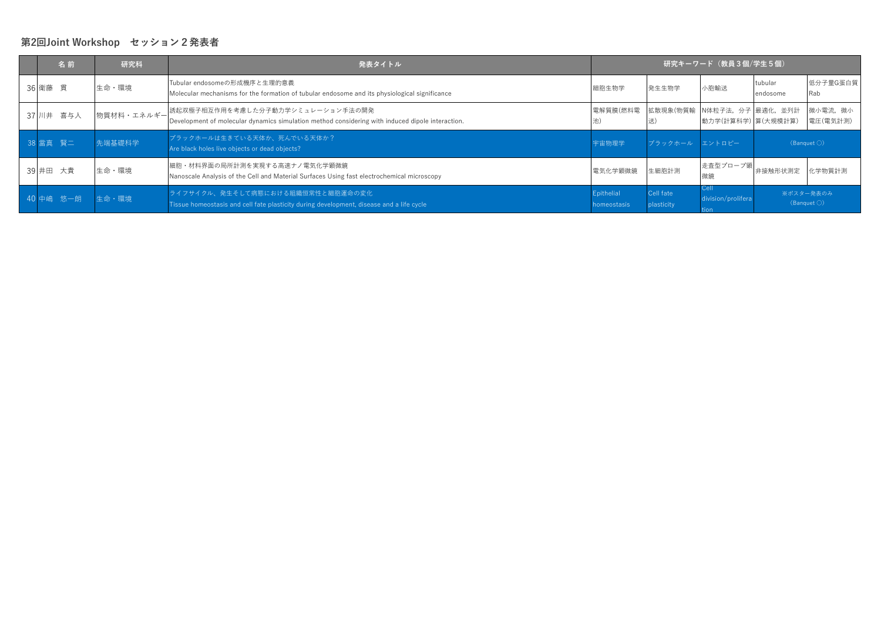## 第2回Joint Workshop　セッション２発表者

| | 名前 | 研究科 | 発表タイトル | 研究キーワード（教員３個/学生５個） | | | | |
|---|---|---|---|---|---|---|---|---|
| 36 | 衛藤　貫 | 生命・環境 | Tubular endosomeの形成機序と生理的意義<br>Molecular mechanisms for the formation of tubular endosome and its physiological significance | 細胞生物学 | 発生生物学 | 小胞輸送 | tubular endosome | 低分子量G蛋白質Rab |
| 37 | 川井　喜与人 | 物質材料・エネルギー | 誘起双極子相互作用を考慮した分子動力学シミュレーション手法の開発<br>Development of molecular dynamics simulation method considering with induced dipole interaction. | 電解質膜(燃料電池) | 拡散現象(物質輸送) | N体粒子法，分子動力学(計算科学) | 最適化，並列計算(大規模計算) | 微小電流，微小電圧(電気計測) |
| 38 | 當真　賢二 | 先端基礎科学 | ブラックホールは生きている天体か、死んでいる天体か？<br>Are black holes live objects or dead objects? | 宇宙物理学 | ブラックホール | エントロピー | (Banquet ○) | |
| 39 | 井田　大貴 | 生命・環境 | 細胞・材料界面の局所計測を実現する高速ナノ電気化学顕微鏡<br>Nanoscale Analysis of the Cell and Material Surfaces Using fast electrochemical microscopy | 電気化学顕微鏡 | 生細胞計測 | 走査型プローブ顕微鏡 | 非接触形状測定 | 化学物質計測 |
| 40 | 中嶋　悠一朗 | 生命・環境 | ライフサイクル、発生そして病態における組織恒常性と細胞運命の変化<br>Tissue homeostasis and cell fate plasticity during development, disease and a life cycle | Epithelial homeostasis | Cell fate plasticity | Cell division/proliferation | ※ポスター発表のみ (Banquet ○) | |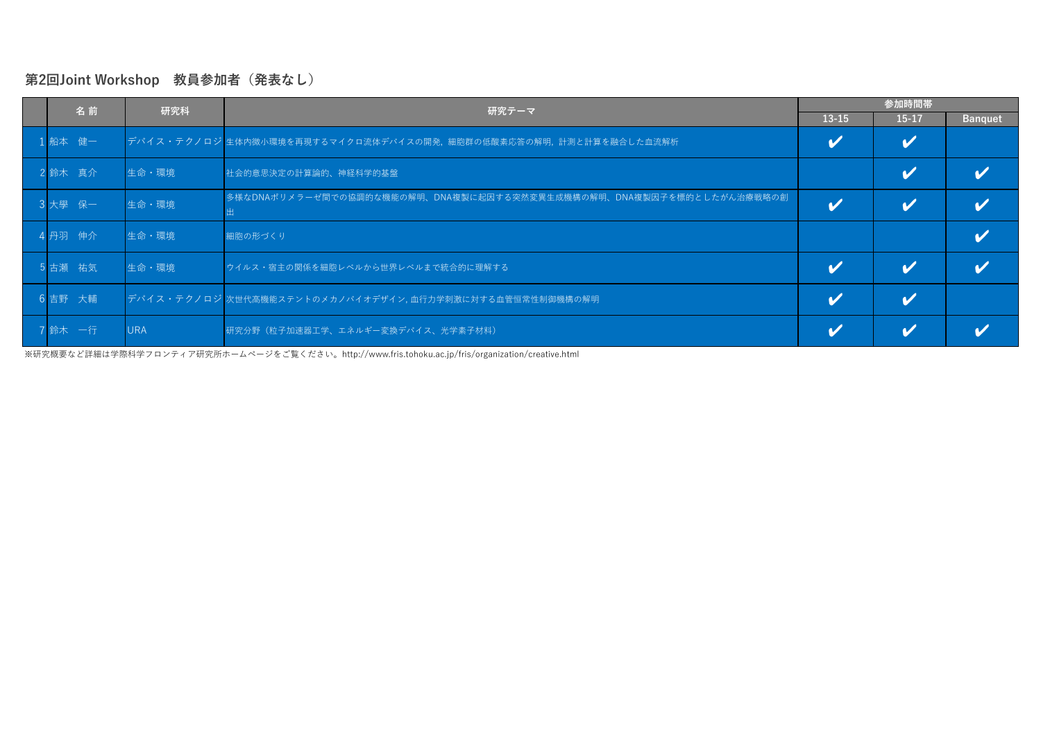## 第2回Joint Workshop　教員参加者（発表なし）

| | 名 前 | 研究科 | 研究テーマ | 参加時間帯 | | |
|---|---|---|---|---|---|---|
| | | | | 13-15 | 15-17 | Banquet |
| 1 | 船本　健一 | デバイス・テクノロジ | 生体内微小環境を再現するマイクロ流体デバイスの開発，細胞群の低酸素応答の解明，計測と計算を融合した血流解析 | ✔ | ✔ | |
| 2 | 鈴木　真介 | 生命・環境 | 社会的意思決定の計算論的、神経科学的基盤 | | ✔ | ✔ |
| 3 | 大學　保一 | 生命・環境 | 多様なDNAポリメラーゼ間での協調的な機能の解明、DNA複製に起因する突然変異生成機構の解明、DNA複製因子を標的としたがん治療戦略の創出 | ✔ | ✔ | ✔ |
| 4 | 丹羽　伸介 | 生命・環境 | 細胞の形づくり | | | ✔ |
| 5 | 古瀬　祐気 | 生命・環境 | ウイルス・宿主の関係を細胞レベルから世界レベルまで統合的に理解する | ✔ | ✔ | ✔ |
| 6 | 吉野　大輔 | デバイス・テクノロジ | 次世代高機能ステントのメカノバイオデザイン，血行力学刺激に対する血管恒常性制御機構の解明 | ✔ | ✔ | |
| 7 | 鈴木　一行 | URA | 研究分野（粒子加速器工学、エネルギー変換デバイス、光学素子材料） | ✔ | ✔ | ✔ |

※研究概要など詳細は学際科学フロンティア研究所ホームページをご覧ください。http://www.fris.tohoku.ac.jp/fris/organization/creative.html